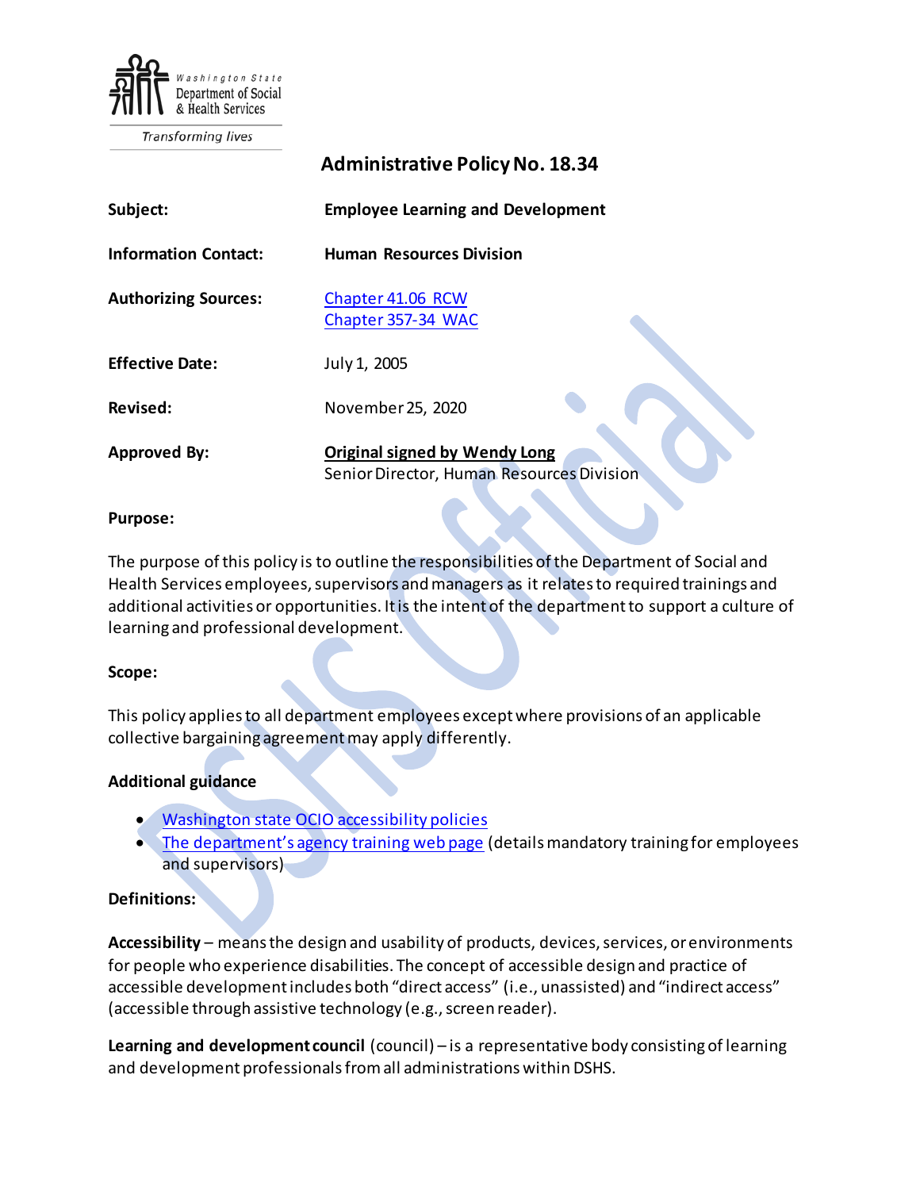Washington State Department of Social & Health Services

*Transforming lives*

# Administrative Policy No. 18.34

| | |
|---|---|
| **Subject:** | **Employee Learning and Development** |
| **Information Contact:** | **Human Resources Division** |
| **Authorizing Sources:** | [Chapter 41.06 RCW](#) <br> [Chapter 357-34 WAC](#) |
| **Effective Date:** | July 1, 2005 |
| **Revised:** | November 25, 2020 |
| **Approved By:** | **Original signed by Wendy Long** <br> Senior Director, Human Resources Division |

**Purpose:**

The purpose of this policy is to outline the responsibilities of the Department of Social and Health Services employees, supervisors and managers as it relates to required trainings and additional activities or opportunities. It is the intent of the department to support a culture of learning and professional development.

**Scope:**

This policy applies to all department employees except where provisions of an applicable collective bargaining agreement may apply differently.

**Additional guidance**

- [Washington state OCIO accessibility policies](#)
- [The department's agency training web page](#) (details mandatory training for employees and supervisors)

**Definitions:**

**Accessibility** – means the design and usability of products, devices, services, or environments for people who experience disabilities. The concept of accessible design and practice of accessible development includes both "direct access" (i.e., unassisted) and "indirect access" (accessible through assistive technology (e.g., screen reader).

**Learning and development council** (council) – is a representative body consisting of learning and development professionals from all administrations within DSHS.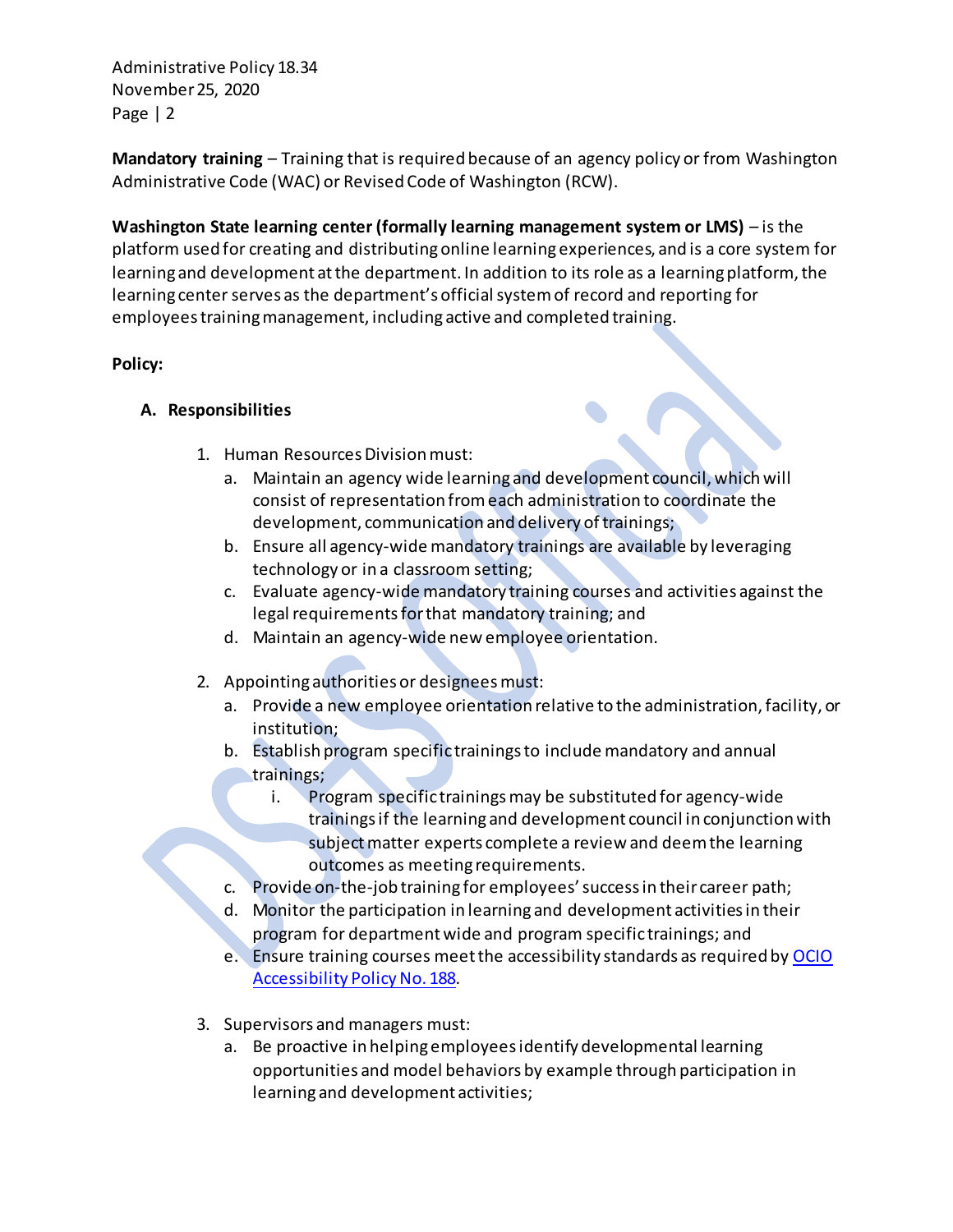**Mandatory training** – Training that is required because of an agency policy or from Washington Administrative Code (WAC) or Revised Code of Washington (RCW).

**Washington State learning center (formally learning management system or LMS)** – is the platform used for creating and distributing online learning experiences, and is a core system for learning and development at the department. In addition to its role as a learning platform, the learning center serves as the department's official system of record and reporting for employees training management, including active and completed training.

**Policy:**

**A. Responsibilities**

1. Human Resources Division must:
   a. Maintain an agency wide learning and development council, which will consist of representation from each administration to coordinate the development, communication and delivery of trainings;
   b. Ensure all agency-wide mandatory trainings are available by leveraging technology or in a classroom setting;
   c. Evaluate agency-wide mandatory training courses and activities against the legal requirements for that mandatory training; and
   d. Maintain an agency-wide new employee orientation.

2. Appointing authorities or designees must:
   a. Provide a new employee orientation relative to the administration, facility, or institution;
   b. Establish program specific trainings to include mandatory and annual trainings;
      i. Program specific trainings may be substituted for agency-wide trainings if the learning and development council in conjunction with subject matter experts complete a review and deem the learning outcomes as meeting requirements.
   c. Provide on-the-job training for employees' success in their career path;
   d. Monitor the participation in learning and development activities in their program for department wide and program specific trainings; and
   e. Ensure training courses meet the accessibility standards as required by [OCIO Accessibility Policy No. 188](#).

3. Supervisors and managers must:
   a. Be proactive in helping employees identify developmental learning opportunities and model behaviors by example through participation in learning and development activities;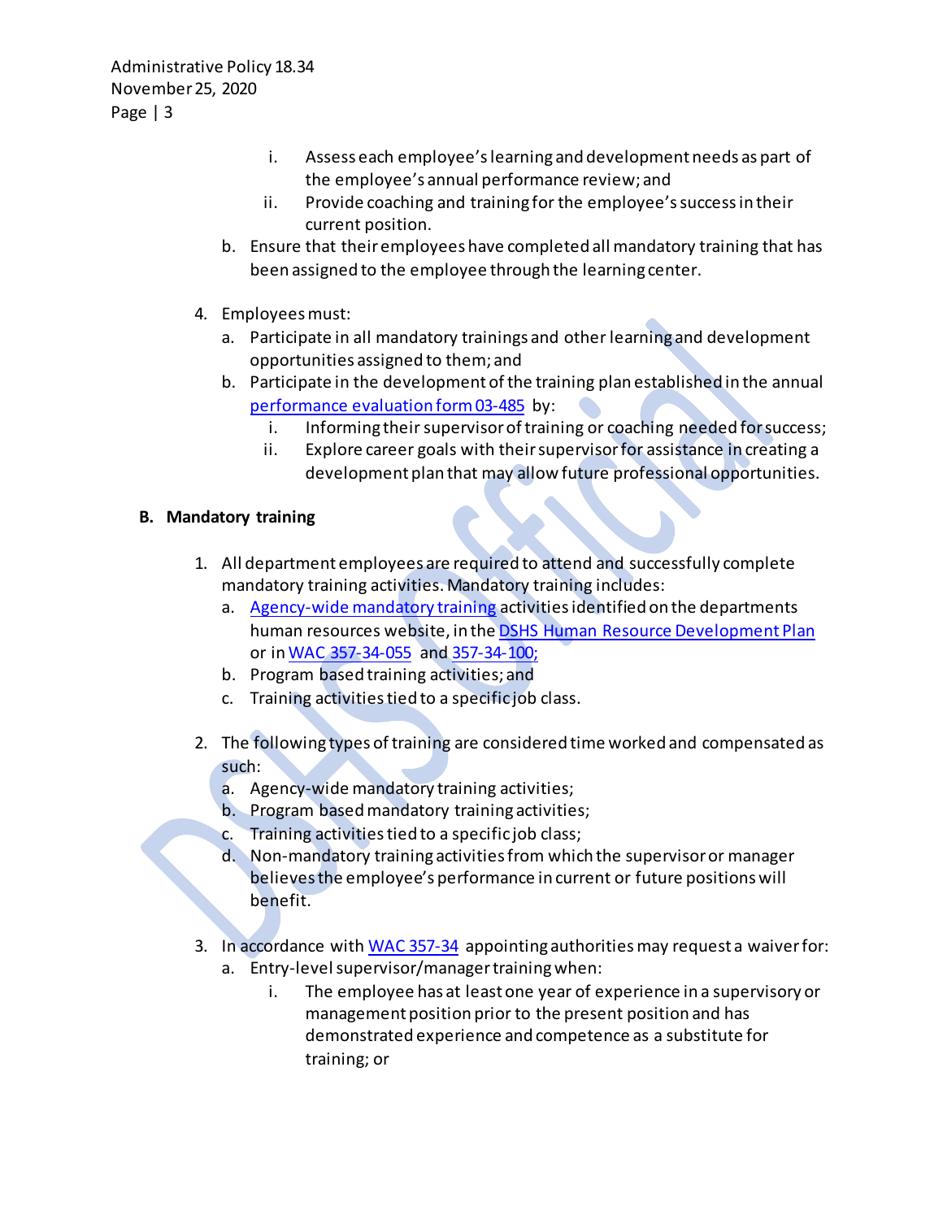i. Assess each employee's learning and development needs as part of the employee's annual performance review; and
ii. Provide coaching and training for the employee's success in their current position.

b. Ensure that their employees have completed all mandatory training that has been assigned to the employee through the learning center.

4. Employees must:
   a. Participate in all mandatory trainings and other learning and development opportunities assigned to them; and
   b. Participate in the development of the training plan established in the annual performance evaluation form 03-485 by:
      i. Informing their supervisor of training or coaching needed for success;
      ii. Explore career goals with their supervisor for assistance in creating a development plan that may allow future professional opportunities.

### B. Mandatory training

1. All department employees are required to attend and successfully complete mandatory training activities. Mandatory training includes:
   a. Agency-wide mandatory training activities identified on the departments human resources website, in the DSHS Human Resource Development Plan or in WAC 357-34-055 and 357-34-100;
   b. Program based training activities; and
   c. Training activities tied to a specific job class.

2. The following types of training are considered time worked and compensated as such:
   a. Agency-wide mandatory training activities;
   b. Program based mandatory training activities;
   c. Training activities tied to a specific job class;
   d. Non-mandatory training activities from which the supervisor or manager believes the employee's performance in current or future positions will benefit.

3. In accordance with WAC 357-34 appointing authorities may request a waiver for:
   a. Entry-level supervisor/manager training when:
      i. The employee has at least one year of experience in a supervisory or management position prior to the present position and has demonstrated experience and competence as a substitute for training; or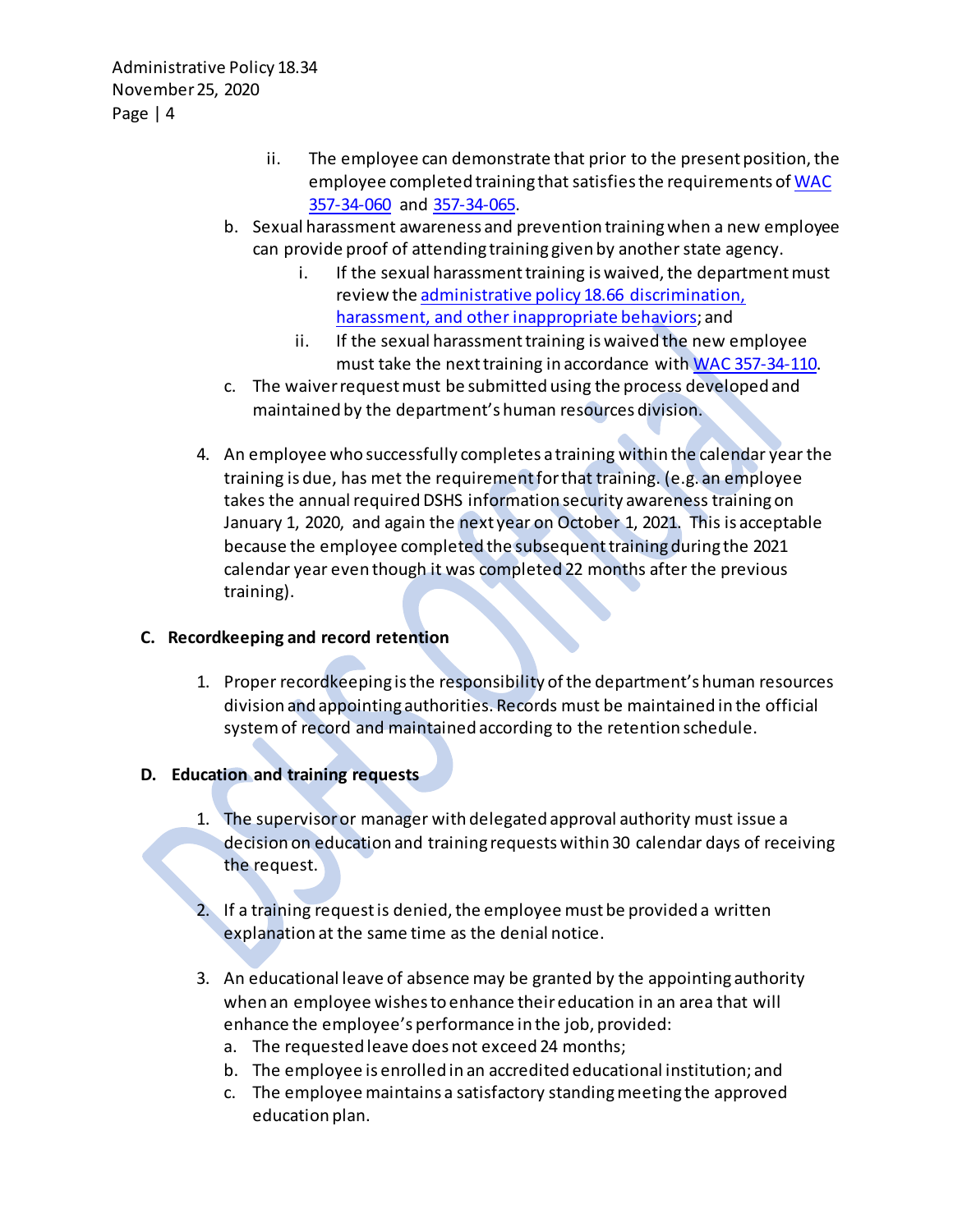ii. The employee can demonstrate that prior to the present position, the employee completed training that satisfies the requirements of [WAC 357-34-060](#) and [357-34-065](#).

b. Sexual harassment awareness and prevention training when a new employee can provide proof of attending training given by another state agency.

   i. If the sexual harassment training is waived, the department must review the [administrative policy 18.66 discrimination, harassment, and other inappropriate behaviors](#); and

   ii. If the sexual harassment training is waived the new employee must take the next training in accordance with [WAC 357-34-110](#).

c. The waiver request must be submitted using the process developed and maintained by the department's human resources division.

4. An employee who successfully completes a training within the calendar year the training is due, has met the requirement for that training. (e.g. an employee takes the annual required DSHS information security awareness training on January 1, 2020, and again the next year on October 1, 2021. This is acceptable because the employee completed the subsequent training during the 2021 calendar year even though it was completed 22 months after the previous training).

### C. Recordkeeping and record retention

1. Proper recordkeeping is the responsibility of the department's human resources division and appointing authorities. Records must be maintained in the official system of record and maintained according to the retention schedule.

### D. Education and training requests

1. The supervisor or manager with delegated approval authority must issue a decision on education and training requests within 30 calendar days of receiving the request.

2. If a training request is denied, the employee must be provided a written explanation at the same time as the denial notice.

3. An educational leave of absence may be granted by the appointing authority when an employee wishes to enhance their education in an area that will enhance the employee's performance in the job, provided:
   a. The requested leave does not exceed 24 months;
   b. The employee is enrolled in an accredited educational institution; and
   c. The employee maintains a satisfactory standing meeting the approved education plan.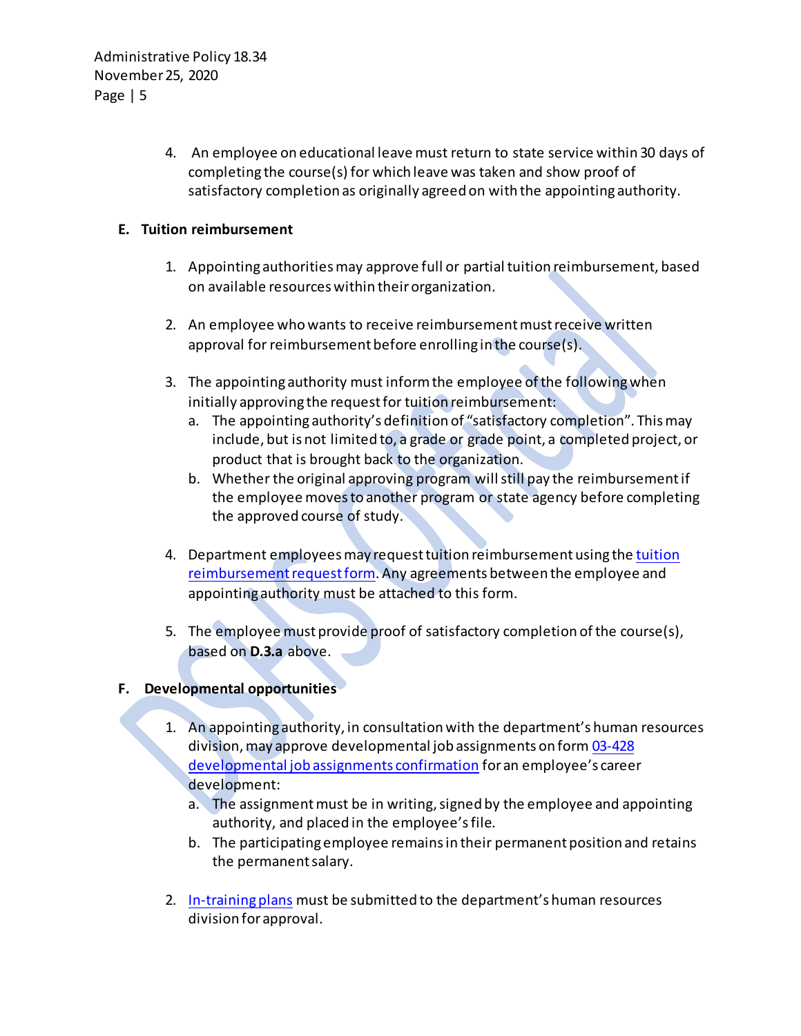4. An employee on educational leave must return to state service within 30 days of completing the course(s) for which leave was taken and show proof of satisfactory completion as originally agreed on with the appointing authority.

### E. Tuition reimbursement

1. Appointing authorities may approve full or partial tuition reimbursement, based on available resources within their organization.

2. An employee who wants to receive reimbursement must receive written approval for reimbursement before enrolling in the course(s).

3. The appointing authority must inform the employee of the following when initially approving the request for tuition reimbursement:
   a. The appointing authority's definition of "satisfactory completion". This may include, but is not limited to, a grade or grade point, a completed project, or product that is brought back to the organization.
   b. Whether the original approving program will still pay the reimbursement if the employee moves to another program or state agency before completing the approved course of study.

4. Department employees may request tuition reimbursement using the [tuition reimbursement request form](). Any agreements between the employee and appointing authority must be attached to this form.

5. The employee must provide proof of satisfactory completion of the course(s), based on **D.3.a** above.

### F. Developmental opportunities

1. An appointing authority, in consultation with the department's human resources division, may approve developmental job assignments on form [03-428 developmental job assignments confirmation]() for an employee's career development:
   a. The assignment must be in writing, signed by the employee and appointing authority, and placed in the employee's file.
   b. The participating employee remains in their permanent position and retains the permanent salary.

2. [In-training plans]() must be submitted to the department's human resources division for approval.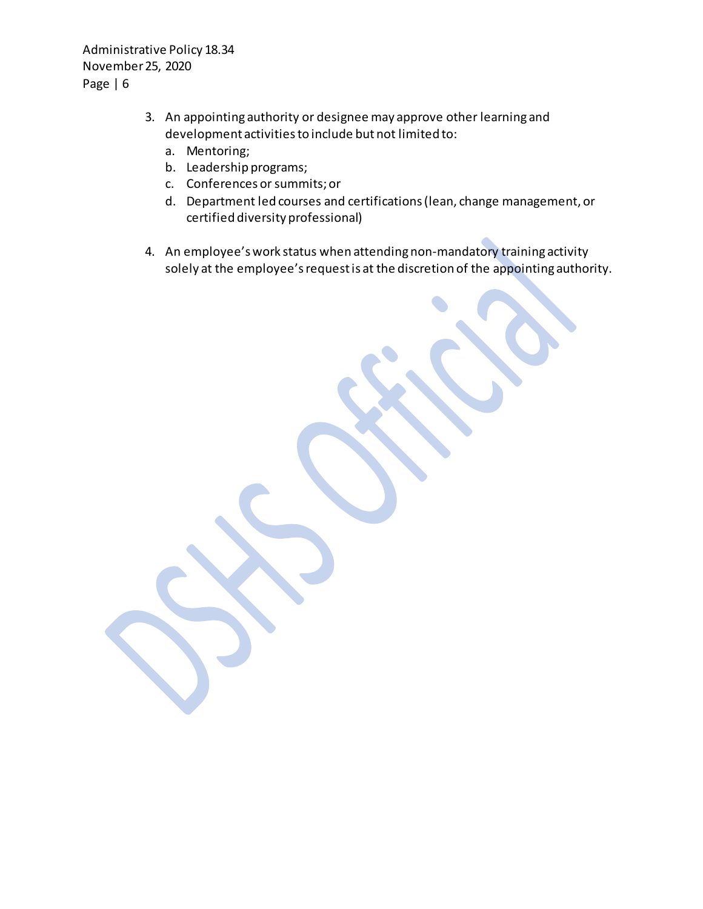3. An appointing authority or designee may approve other learning and development activities to include but not limited to:
   a. Mentoring;
   b. Leadership programs;
   c. Conferences or summits; or
   d. Department led courses and certifications (lean, change management, or certified diversity professional)

4. An employee's work status when attending non-mandatory training activity solely at the employee's request is at the discretion of the appointing authority.